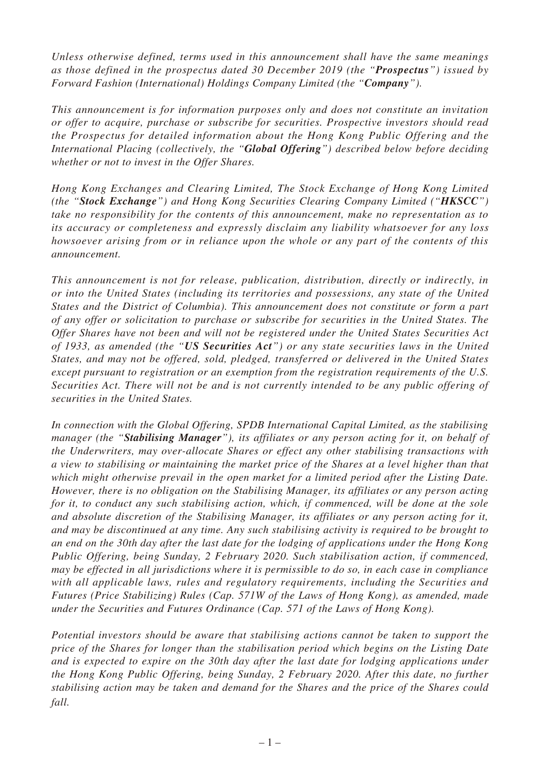*Unless otherwise defined, terms used in this announcement shall have the same meanings as those defined in the prospectus dated 30 December 2019 (the "**Prospectus**") issued by Forward Fashion (International) Holdings Company Limited (the "**Company**").*

*This announcement is for information purposes only and does not constitute an invitation or offer to acquire, purchase or subscribe for securities. Prospective investors should read the Prospectus for detailed information about the Hong Kong Public Offering and the International Placing (collectively, the "**Global Offering**") described below before deciding whether or not to invest in the Offer Shares.*

*Hong Kong Exchanges and Clearing Limited, The Stock Exchange of Hong Kong Limited (the "**Stock Exchange**") and Hong Kong Securities Clearing Company Limited ("**HKSCC**") take no responsibility for the contents of this announcement, make no representation as to its accuracy or completeness and expressly disclaim any liability whatsoever for any loss howsoever arising from or in reliance upon the whole or any part of the contents of this announcement.*

*This announcement is not for release, publication, distribution, directly or indirectly, in or into the United States (including its territories and possessions, any state of the United States and the District of Columbia). This announcement does not constitute or form a part of any offer or solicitation to purchase or subscribe for securities in the United States. The Offer Shares have not been and will not be registered under the United States Securities Act of 1933, as amended (the "**US Securities Act**") or any state securities laws in the United States, and may not be offered, sold, pledged, transferred or delivered in the United States except pursuant to registration or an exemption from the registration requirements of the U.S. Securities Act. There will not be and is not currently intended to be any public offering of securities in the United States.*

*In connection with the Global Offering, SPDB International Capital Limited, as the stabilising manager (the "**Stabilising Manager**"), its affiliates or any person acting for it, on behalf of the Underwriters, may over-allocate Shares or effect any other stabilising transactions with a view to stabilising or maintaining the market price of the Shares at a level higher than that which might otherwise prevail in the open market for a limited period after the Listing Date. However, there is no obligation on the Stabilising Manager, its affiliates or any person acting for it, to conduct any such stabilising action, which, if commenced, will be done at the sole and absolute discretion of the Stabilising Manager, its affiliates or any person acting for it, and may be discontinued at any time. Any such stabilising activity is required to be brought to an end on the 30th day after the last date for the lodging of applications under the Hong Kong Public Offering, being Sunday, 2 February 2020. Such stabilisation action, if commenced, may be effected in all jurisdictions where it is permissible to do so, in each case in compliance with all applicable laws, rules and regulatory requirements, including the Securities and Futures (Price Stabilizing) Rules (Cap. 571W of the Laws of Hong Kong), as amended, made under the Securities and Futures Ordinance (Cap. 571 of the Laws of Hong Kong).*

*Potential investors should be aware that stabilising actions cannot be taken to support the price of the Shares for longer than the stabilisation period which begins on the Listing Date and is expected to expire on the 30th day after the last date for lodging applications under the Hong Kong Public Offering, being Sunday, 2 February 2020. After this date, no further stabilising action may be taken and demand for the Shares and the price of the Shares could fall.*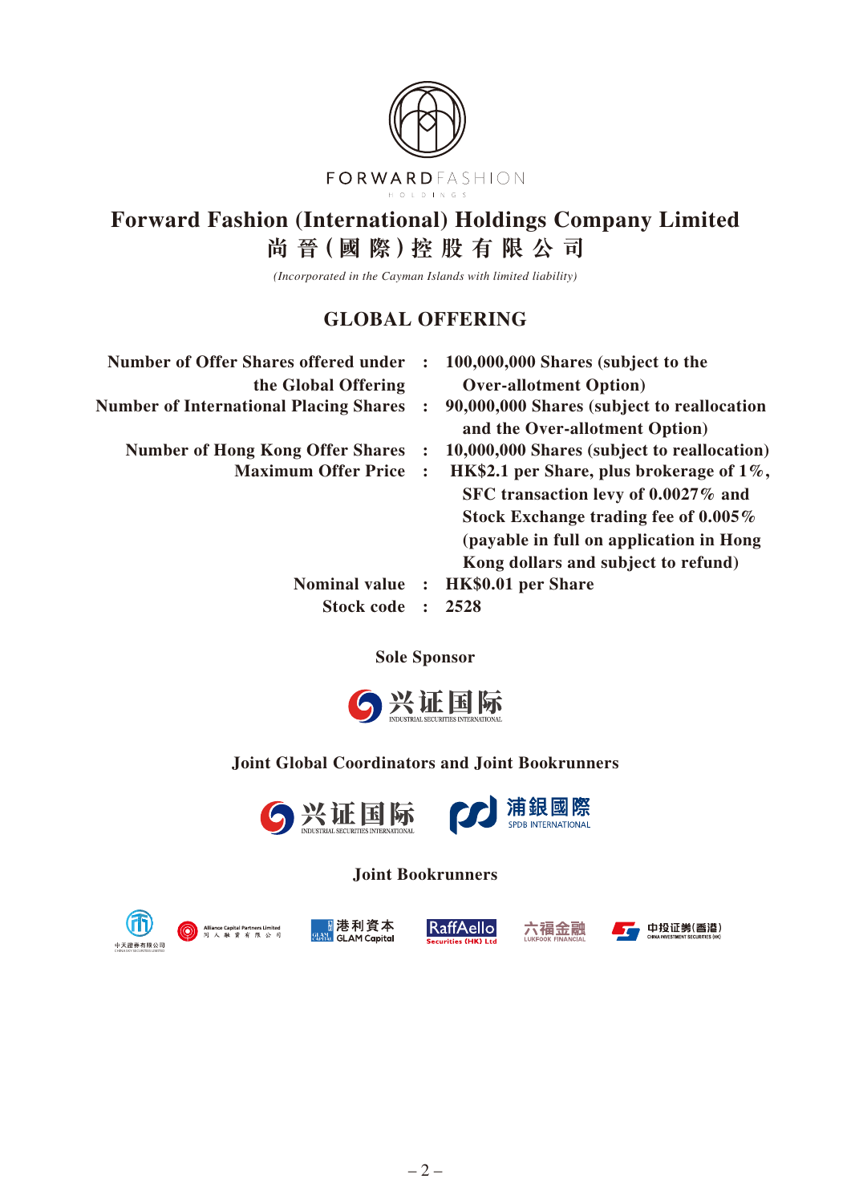FORWARDFASHION HOLDINGS

# Forward Fashion (International) Holdings Company Limited
# 尚 晉 (國 際) 控 股 有 限 公 司

*(Incorporated in the Cayman Islands with limited liability)*

## GLOBAL OFFERING

| | | |
|---|---|---|
| **Number of Offer Shares offered under the Global Offering** | **:** | **100,000,000 Shares (subject to the Over-allotment Option)** |
| **Number of International Placing Shares** | **:** | **90,000,000 Shares (subject to reallocation and the Over-allotment Option)** |
| **Number of Hong Kong Offer Shares** | **:** | **10,000,000 Shares (subject to reallocation)** |
| **Maximum Offer Price** | **:** | **HK$2.1 per Share, plus brokerage of 1%, SFC transaction levy of 0.0027% and Stock Exchange trading fee of 0.005% (payable in full on application in Hong Kong dollars and subject to refund)** |
| **Nominal value** | **:** | **HK$0.01 per Share** |
| **Stock code** | **:** | **2528** |

**Sole Sponsor**

兴证国际 INDUSTRIAL SECURITIES INTERNATIONAL

**Joint Global Coordinators and Joint Bookrunners**

兴证国际 INDUSTRIAL SECURITIES INTERNATIONAL

浦銀國際 SPDB INTERNATIONAL

**Joint Bookrunners**

中天證券有限公司 CHINA SKY SECURITIES LIMITED

Alliance Capital Partners Limited 同人融資有限公司

港利資本 GLAM Capital

RaffAello Securities (HK) Ltd

六福金融 LUKFOOK FINANCIAL

中投证券(香港) CHINA INVESTMENT SECURITIES (HK)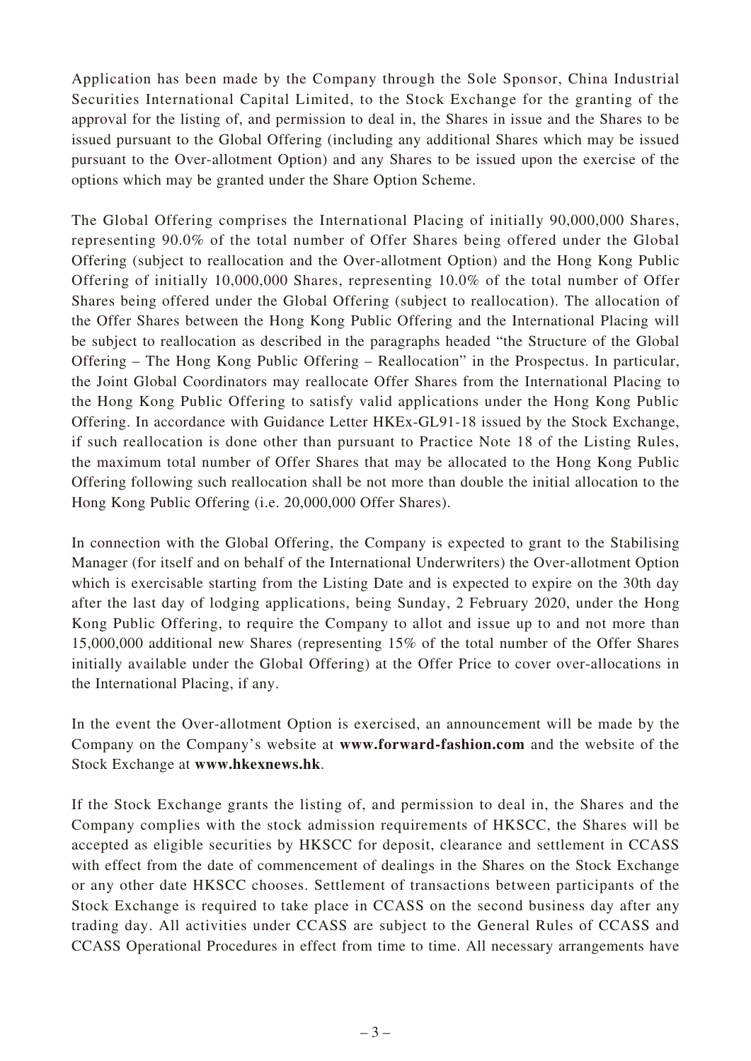Application has been made by the Company through the Sole Sponsor, China Industrial Securities International Capital Limited, to the Stock Exchange for the granting of the approval for the listing of, and permission to deal in, the Shares in issue and the Shares to be issued pursuant to the Global Offering (including any additional Shares which may be issued pursuant to the Over-allotment Option) and any Shares to be issued upon the exercise of the options which may be granted under the Share Option Scheme.

The Global Offering comprises the International Placing of initially 90,000,000 Shares, representing 90.0% of the total number of Offer Shares being offered under the Global Offering (subject to reallocation and the Over-allotment Option) and the Hong Kong Public Offering of initially 10,000,000 Shares, representing 10.0% of the total number of Offer Shares being offered under the Global Offering (subject to reallocation). The allocation of the Offer Shares between the Hong Kong Public Offering and the International Placing will be subject to reallocation as described in the paragraphs headed "the Structure of the Global Offering – The Hong Kong Public Offering – Reallocation" in the Prospectus. In particular, the Joint Global Coordinators may reallocate Offer Shares from the International Placing to the Hong Kong Public Offering to satisfy valid applications under the Hong Kong Public Offering. In accordance with Guidance Letter HKEx-GL91-18 issued by the Stock Exchange, if such reallocation is done other than pursuant to Practice Note 18 of the Listing Rules, the maximum total number of Offer Shares that may be allocated to the Hong Kong Public Offering following such reallocation shall be not more than double the initial allocation to the Hong Kong Public Offering (i.e. 20,000,000 Offer Shares).

In connection with the Global Offering, the Company is expected to grant to the Stabilising Manager (for itself and on behalf of the International Underwriters) the Over-allotment Option which is exercisable starting from the Listing Date and is expected to expire on the 30th day after the last day of lodging applications, being Sunday, 2 February 2020, under the Hong Kong Public Offering, to require the Company to allot and issue up to and not more than 15,000,000 additional new Shares (representing 15% of the total number of the Offer Shares initially available under the Global Offering) at the Offer Price to cover over-allocations in the International Placing, if any.

In the event the Over-allotment Option is exercised, an announcement will be made by the Company on the Company's website at **www.forward-fashion.com** and the website of the Stock Exchange at **www.hkexnews.hk**.

If the Stock Exchange grants the listing of, and permission to deal in, the Shares and the Company complies with the stock admission requirements of HKSCC, the Shares will be accepted as eligible securities by HKSCC for deposit, clearance and settlement in CCASS with effect from the date of commencement of dealings in the Shares on the Stock Exchange or any other date HKSCC chooses. Settlement of transactions between participants of the Stock Exchange is required to take place in CCASS on the second business day after any trading day. All activities under CCASS are subject to the General Rules of CCASS and CCASS Operational Procedures in effect from time to time. All necessary arrangements have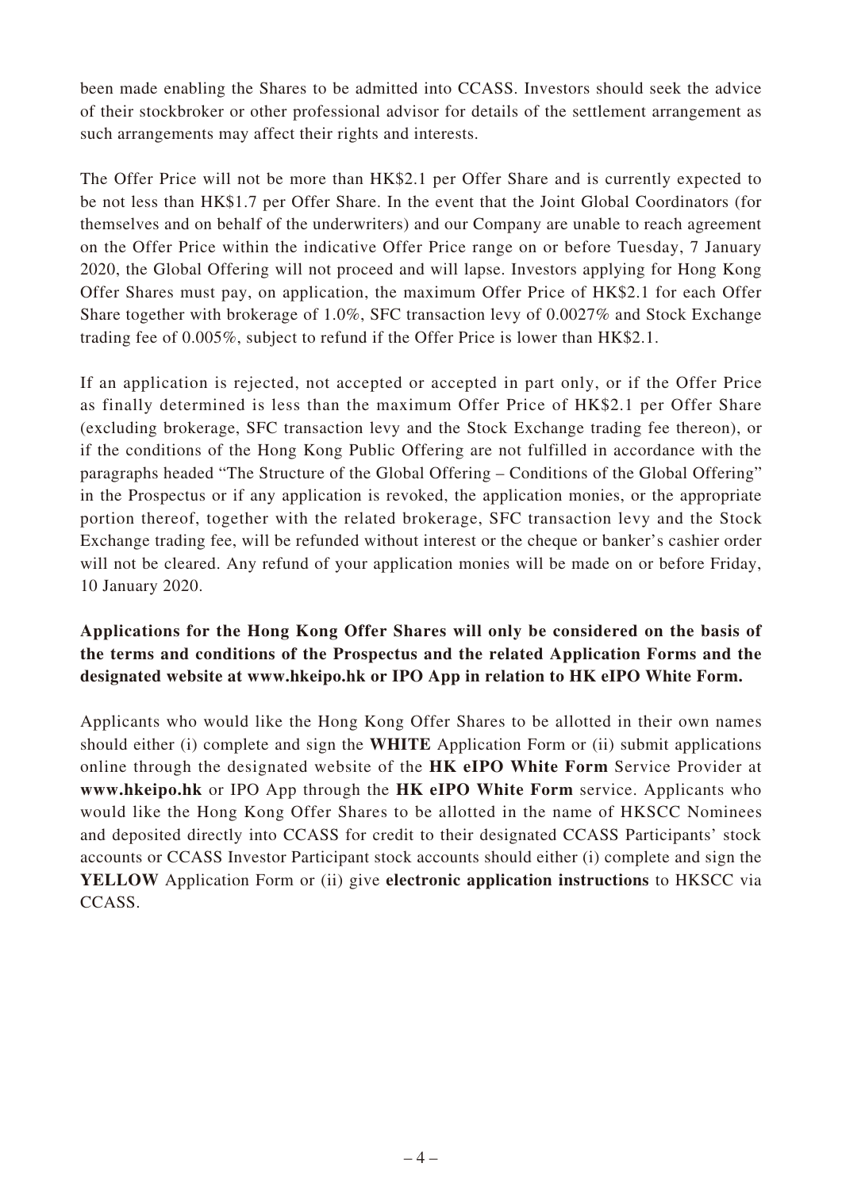been made enabling the Shares to be admitted into CCASS. Investors should seek the advice of their stockbroker or other professional advisor for details of the settlement arrangement as such arrangements may affect their rights and interests.

The Offer Price will not be more than HK$2.1 per Offer Share and is currently expected to be not less than HK$1.7 per Offer Share. In the event that the Joint Global Coordinators (for themselves and on behalf of the underwriters) and our Company are unable to reach agreement on the Offer Price within the indicative Offer Price range on or before Tuesday, 7 January 2020, the Global Offering will not proceed and will lapse. Investors applying for Hong Kong Offer Shares must pay, on application, the maximum Offer Price of HK$2.1 for each Offer Share together with brokerage of 1.0%, SFC transaction levy of 0.0027% and Stock Exchange trading fee of 0.005%, subject to refund if the Offer Price is lower than HK$2.1.

If an application is rejected, not accepted or accepted in part only, or if the Offer Price as finally determined is less than the maximum Offer Price of HK$2.1 per Offer Share (excluding brokerage, SFC transaction levy and the Stock Exchange trading fee thereon), or if the conditions of the Hong Kong Public Offering are not fulfilled in accordance with the paragraphs headed "The Structure of the Global Offering – Conditions of the Global Offering" in the Prospectus or if any application is revoked, the application monies, or the appropriate portion thereof, together with the related brokerage, SFC transaction levy and the Stock Exchange trading fee, will be refunded without interest or the cheque or banker's cashier order will not be cleared. Any refund of your application monies will be made on or before Friday, 10 January 2020.

**Applications for the Hong Kong Offer Shares will only be considered on the basis of the terms and conditions of the Prospectus and the related Application Forms and the designated website at www.hkeipo.hk or IPO App in relation to HK eIPO White Form.**

Applicants who would like the Hong Kong Offer Shares to be allotted in their own names should either (i) complete and sign the **WHITE** Application Form or (ii) submit applications online through the designated website of the **HK eIPO White Form** Service Provider at **www.hkeipo.hk** or IPO App through the **HK eIPO White Form** service. Applicants who would like the Hong Kong Offer Shares to be allotted in the name of HKSCC Nominees and deposited directly into CCASS for credit to their designated CCASS Participants' stock accounts or CCASS Investor Participant stock accounts should either (i) complete and sign the **YELLOW** Application Form or (ii) give **electronic application instructions** to HKSCC via CCASS.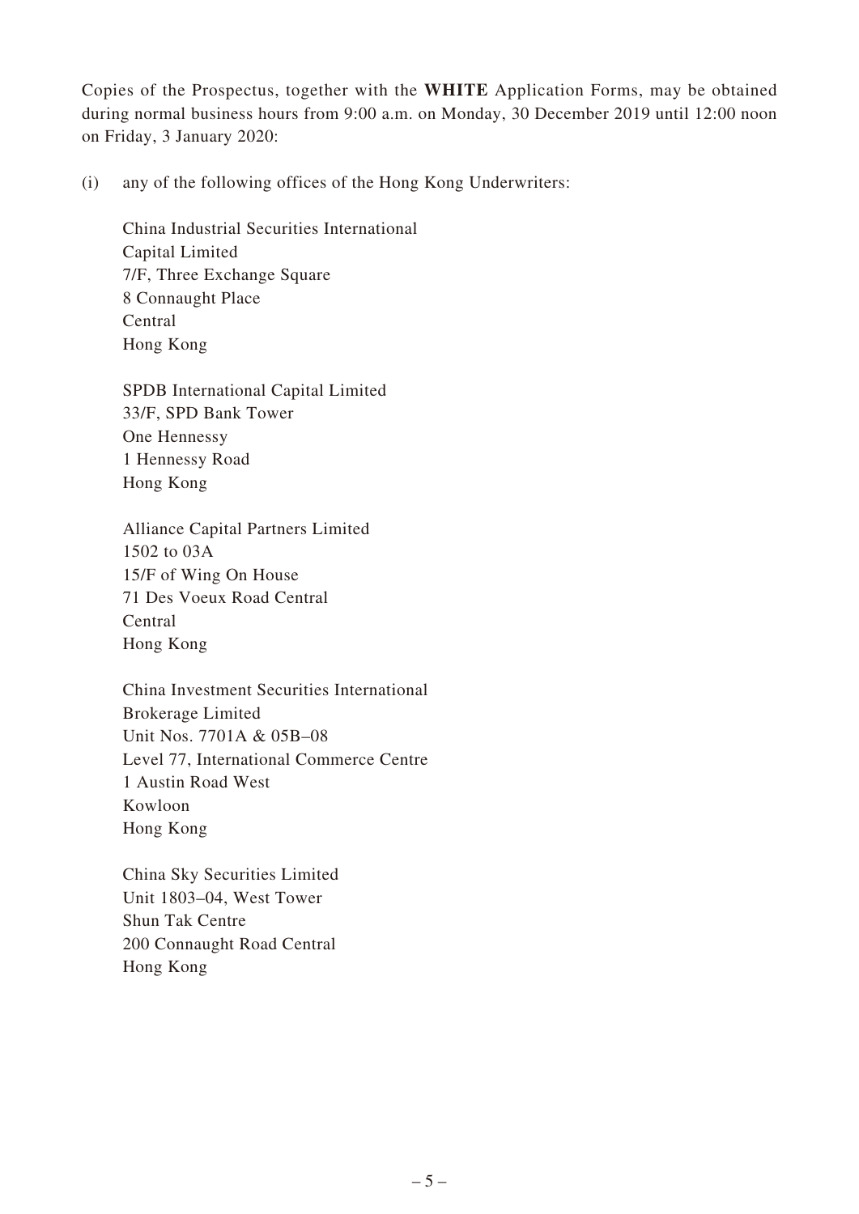Copies of the Prospectus, together with the **WHITE** Application Forms, may be obtained during normal business hours from 9:00 a.m. on Monday, 30 December 2019 until 12:00 noon on Friday, 3 January 2020:

(i) any of the following offices of the Hong Kong Underwriters:

China Industrial Securities International
Capital Limited
7/F, Three Exchange Square
8 Connaught Place
Central
Hong Kong

SPDB International Capital Limited
33/F, SPD Bank Tower
One Hennessy
1 Hennessy Road
Hong Kong

Alliance Capital Partners Limited
1502 to 03A
15/F of Wing On House
71 Des Voeux Road Central
Central
Hong Kong

China Investment Securities International
Brokerage Limited
Unit Nos. 7701A & 05B–08
Level 77, International Commerce Centre
1 Austin Road West
Kowloon
Hong Kong

China Sky Securities Limited
Unit 1803–04, West Tower
Shun Tak Centre
200 Connaught Road Central
Hong Kong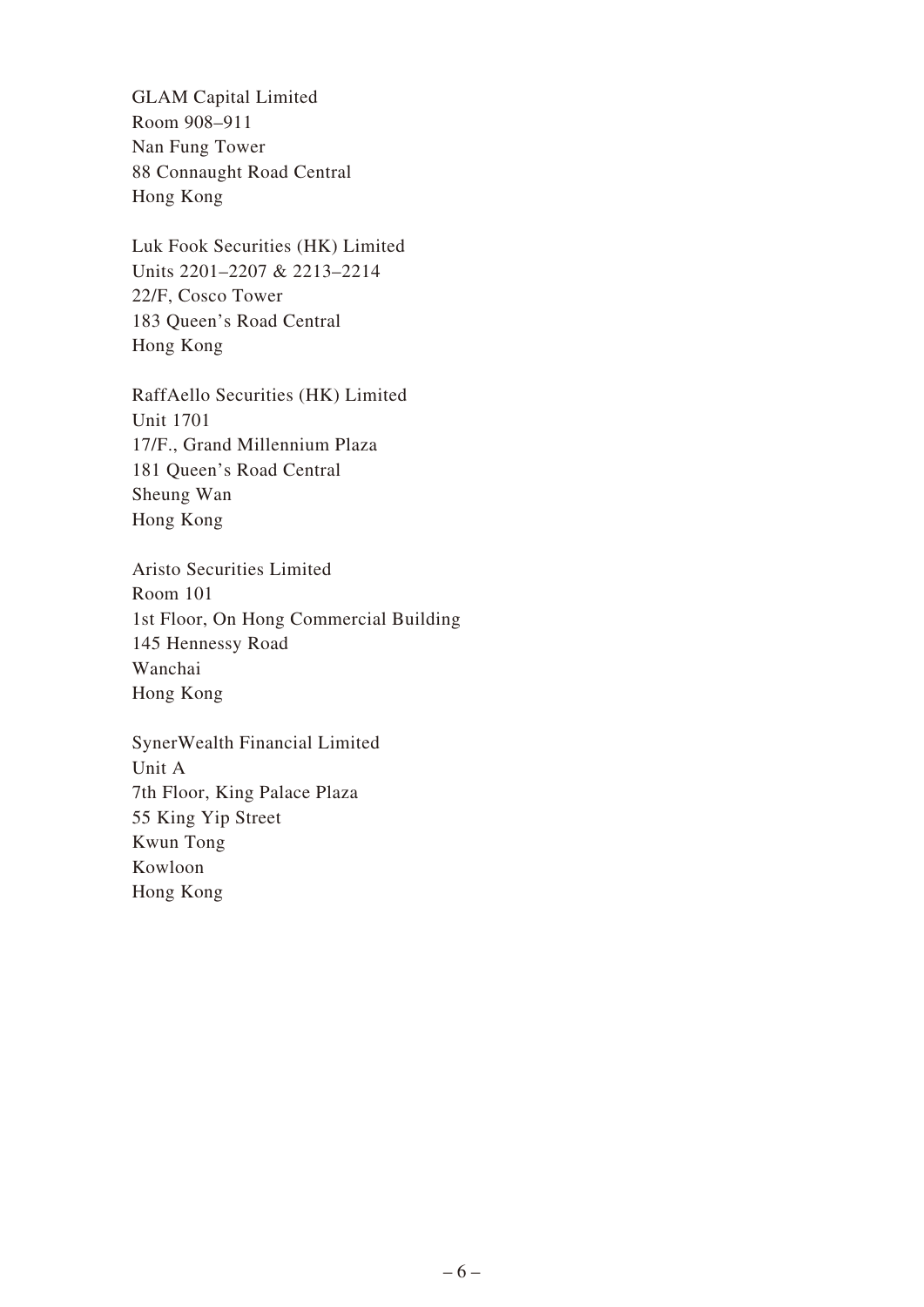GLAM Capital Limited
Room 908–911
Nan Fung Tower
88 Connaught Road Central
Hong Kong

Luk Fook Securities (HK) Limited
Units 2201–2207 & 2213–2214
22/F, Cosco Tower
183 Queen's Road Central
Hong Kong

RaffAello Securities (HK) Limited
Unit 1701
17/F., Grand Millennium Plaza
181 Queen's Road Central
Sheung Wan
Hong Kong

Aristo Securities Limited
Room 101
1st Floor, On Hong Commercial Building
145 Hennessy Road
Wanchai
Hong Kong

SynerWealth Financial Limited
Unit A
7th Floor, King Palace Plaza
55 King Yip Street
Kwun Tong
Kowloon
Hong Kong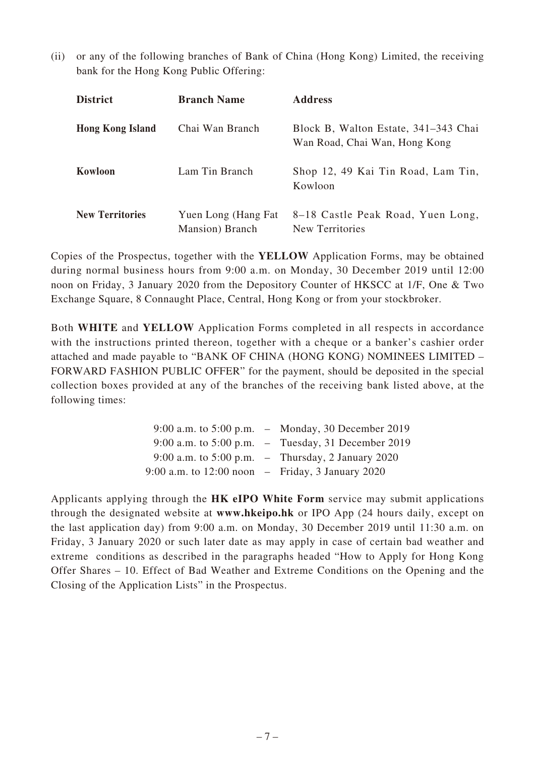(ii) or any of the following branches of Bank of China (Hong Kong) Limited, the receiving bank for the Hong Kong Public Offering:

| District | Branch Name | Address |
|---|---|---|
| **Hong Kong Island** | Chai Wan Branch | Block B, Walton Estate, 341–343 Chai Wan Road, Chai Wan, Hong Kong |
| **Kowloon** | Lam Tin Branch | Shop 12, 49 Kai Tin Road, Lam Tin, Kowloon |
| **New Territories** | Yuen Long (Hang Fat Mansion) Branch | 8–18 Castle Peak Road, Yuen Long, New Territories |

Copies of the Prospectus, together with the **YELLOW** Application Forms, may be obtained during normal business hours from 9:00 a.m. on Monday, 30 December 2019 until 12:00 noon on Friday, 3 January 2020 from the Depository Counter of HKSCC at 1/F, One & Two Exchange Square, 8 Connaught Place, Central, Hong Kong or from your stockbroker.

Both **WHITE** and **YELLOW** Application Forms completed in all respects in accordance with the instructions printed thereon, together with a cheque or a banker's cashier order attached and made payable to "BANK OF CHINA (HONG KONG) NOMINEES LIMITED – FORWARD FASHION PUBLIC OFFER" for the payment, should be deposited in the special collection boxes provided at any of the branches of the receiving bank listed above, at the following times:

9:00 a.m. to 5:00 p.m. – Monday, 30 December 2019
9:00 a.m. to 5:00 p.m. – Tuesday, 31 December 2019
9:00 a.m. to 5:00 p.m. – Thursday, 2 January 2020
9:00 a.m. to 12:00 noon – Friday, 3 January 2020

Applicants applying through the **HK eIPO White Form** service may submit applications through the designated website at **www.hkeipo.hk** or IPO App (24 hours daily, except on the last application day) from 9:00 a.m. on Monday, 30 December 2019 until 11:30 a.m. on Friday, 3 January 2020 or such later date as may apply in case of certain bad weather and extreme conditions as described in the paragraphs headed "How to Apply for Hong Kong Offer Shares – 10. Effect of Bad Weather and Extreme Conditions on the Opening and the Closing of the Application Lists" in the Prospectus.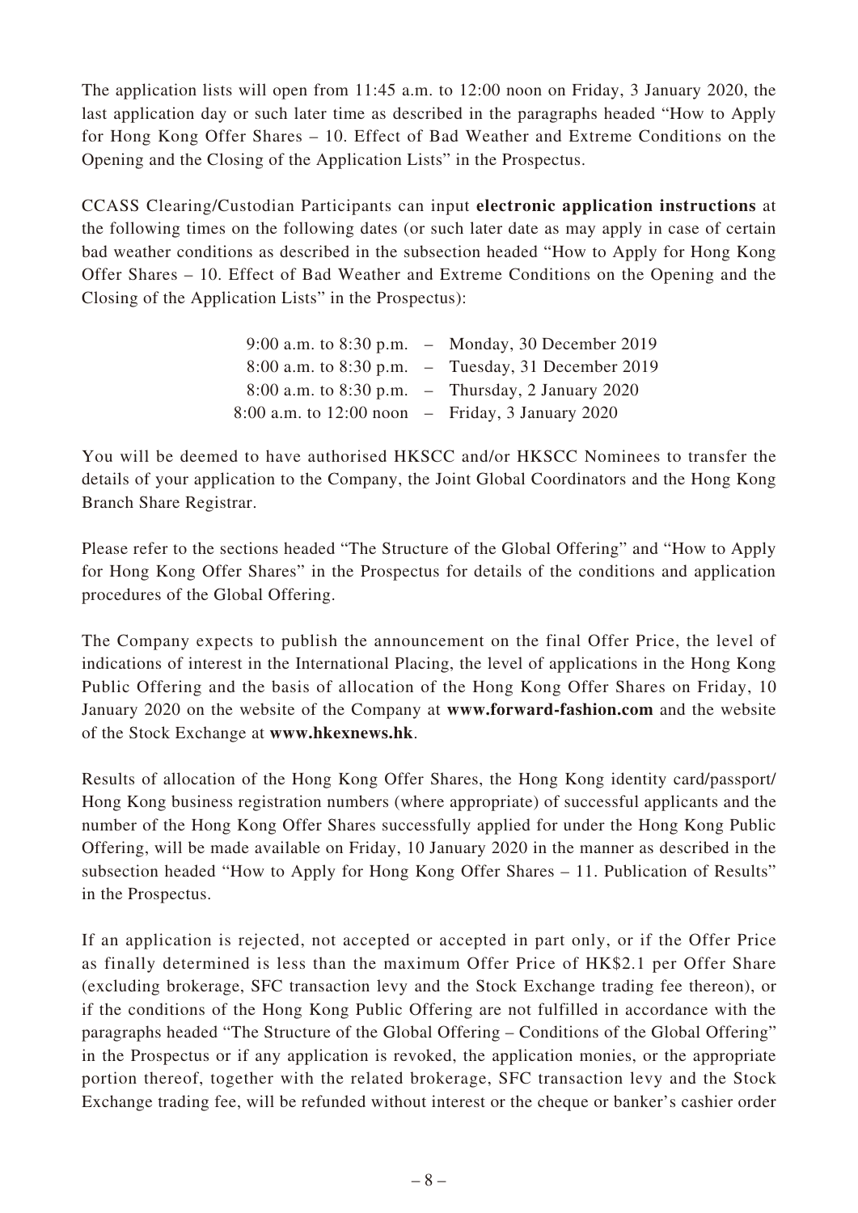The application lists will open from 11:45 a.m. to 12:00 noon on Friday, 3 January 2020, the last application day or such later time as described in the paragraphs headed "How to Apply for Hong Kong Offer Shares – 10. Effect of Bad Weather and Extreme Conditions on the Opening and the Closing of the Application Lists" in the Prospectus.

CCASS Clearing/Custodian Participants can input **electronic application instructions** at the following times on the following dates (or such later date as may apply in case of certain bad weather conditions as described in the subsection headed "How to Apply for Hong Kong Offer Shares – 10. Effect of Bad Weather and Extreme Conditions on the Opening and the Closing of the Application Lists" in the Prospectus):

| | | |
|---|---|---|
| 9:00 a.m. to 8:30 p.m. | – | Monday, 30 December 2019 |
| 8:00 a.m. to 8:30 p.m. | – | Tuesday, 31 December 2019 |
| 8:00 a.m. to 8:30 p.m. | – | Thursday, 2 January 2020 |
| 8:00 a.m. to 12:00 noon | – | Friday, 3 January 2020 |

You will be deemed to have authorised HKSCC and/or HKSCC Nominees to transfer the details of your application to the Company, the Joint Global Coordinators and the Hong Kong Branch Share Registrar.

Please refer to the sections headed "The Structure of the Global Offering" and "How to Apply for Hong Kong Offer Shares" in the Prospectus for details of the conditions and application procedures of the Global Offering.

The Company expects to publish the announcement on the final Offer Price, the level of indications of interest in the International Placing, the level of applications in the Hong Kong Public Offering and the basis of allocation of the Hong Kong Offer Shares on Friday, 10 January 2020 on the website of the Company at **www.forward-fashion.com** and the website of the Stock Exchange at **www.hkexnews.hk**.

Results of allocation of the Hong Kong Offer Shares, the Hong Kong identity card/passport/ Hong Kong business registration numbers (where appropriate) of successful applicants and the number of the Hong Kong Offer Shares successfully applied for under the Hong Kong Public Offering, will be made available on Friday, 10 January 2020 in the manner as described in the subsection headed "How to Apply for Hong Kong Offer Shares – 11. Publication of Results" in the Prospectus.

If an application is rejected, not accepted or accepted in part only, or if the Offer Price as finally determined is less than the maximum Offer Price of HK$2.1 per Offer Share (excluding brokerage, SFC transaction levy and the Stock Exchange trading fee thereon), or if the conditions of the Hong Kong Public Offering are not fulfilled in accordance with the paragraphs headed "The Structure of the Global Offering – Conditions of the Global Offering" in the Prospectus or if any application is revoked, the application monies, or the appropriate portion thereof, together with the related brokerage, SFC transaction levy and the Stock Exchange trading fee, will be refunded without interest or the cheque or banker's cashier order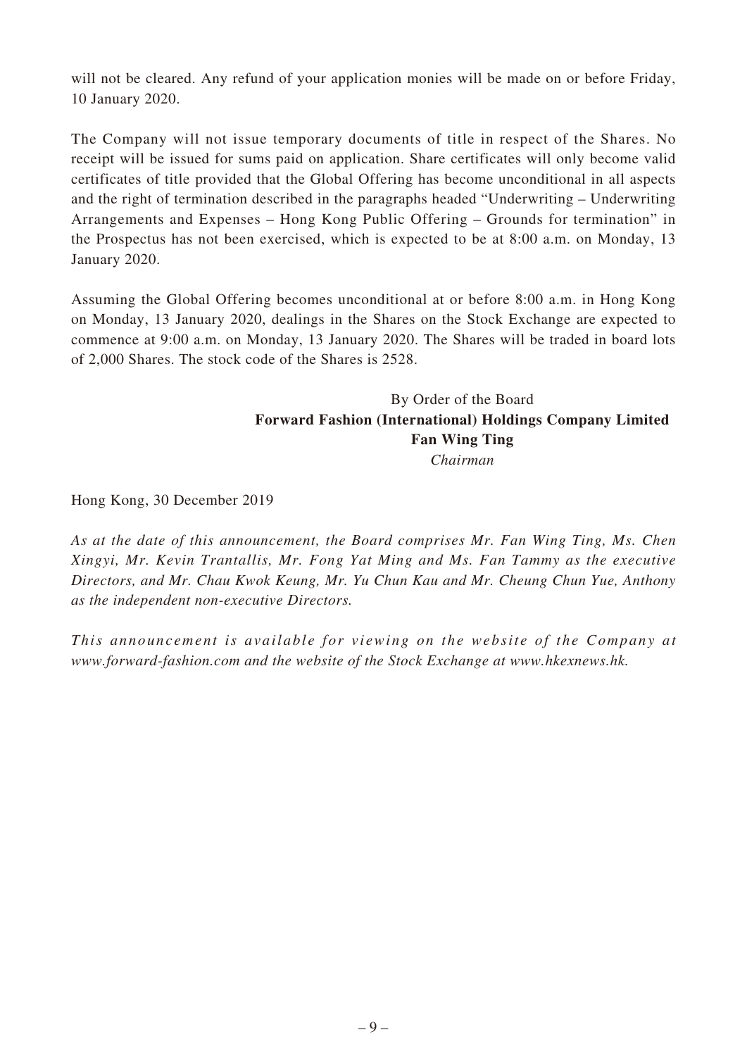will not be cleared. Any refund of your application monies will be made on or before Friday, 10 January 2020.

The Company will not issue temporary documents of title in respect of the Shares. No receipt will be issued for sums paid on application. Share certificates will only become valid certificates of title provided that the Global Offering has become unconditional in all aspects and the right of termination described in the paragraphs headed "Underwriting – Underwriting Arrangements and Expenses – Hong Kong Public Offering – Grounds for termination" in the Prospectus has not been exercised, which is expected to be at 8:00 a.m. on Monday, 13 January 2020.

Assuming the Global Offering becomes unconditional at or before 8:00 a.m. in Hong Kong on Monday, 13 January 2020, dealings in the Shares on the Stock Exchange are expected to commence at 9:00 a.m. on Monday, 13 January 2020. The Shares will be traded in board lots of 2,000 Shares. The stock code of the Shares is 2528.

By Order of the Board
**Forward Fashion (International) Holdings Company Limited**
**Fan Wing Ting**
*Chairman*

Hong Kong, 30 December 2019

*As at the date of this announcement, the Board comprises Mr. Fan Wing Ting, Ms. Chen Xingyi, Mr. Kevin Trantallis, Mr. Fong Yat Ming and Ms. Fan Tammy as the executive Directors, and Mr. Chau Kwok Keung, Mr. Yu Chun Kau and Mr. Cheung Chun Yue, Anthony as the independent non-executive Directors.*

*This announcement is available for viewing on the website of the Company at www.forward-fashion.com and the website of the Stock Exchange at www.hkexnews.hk.*